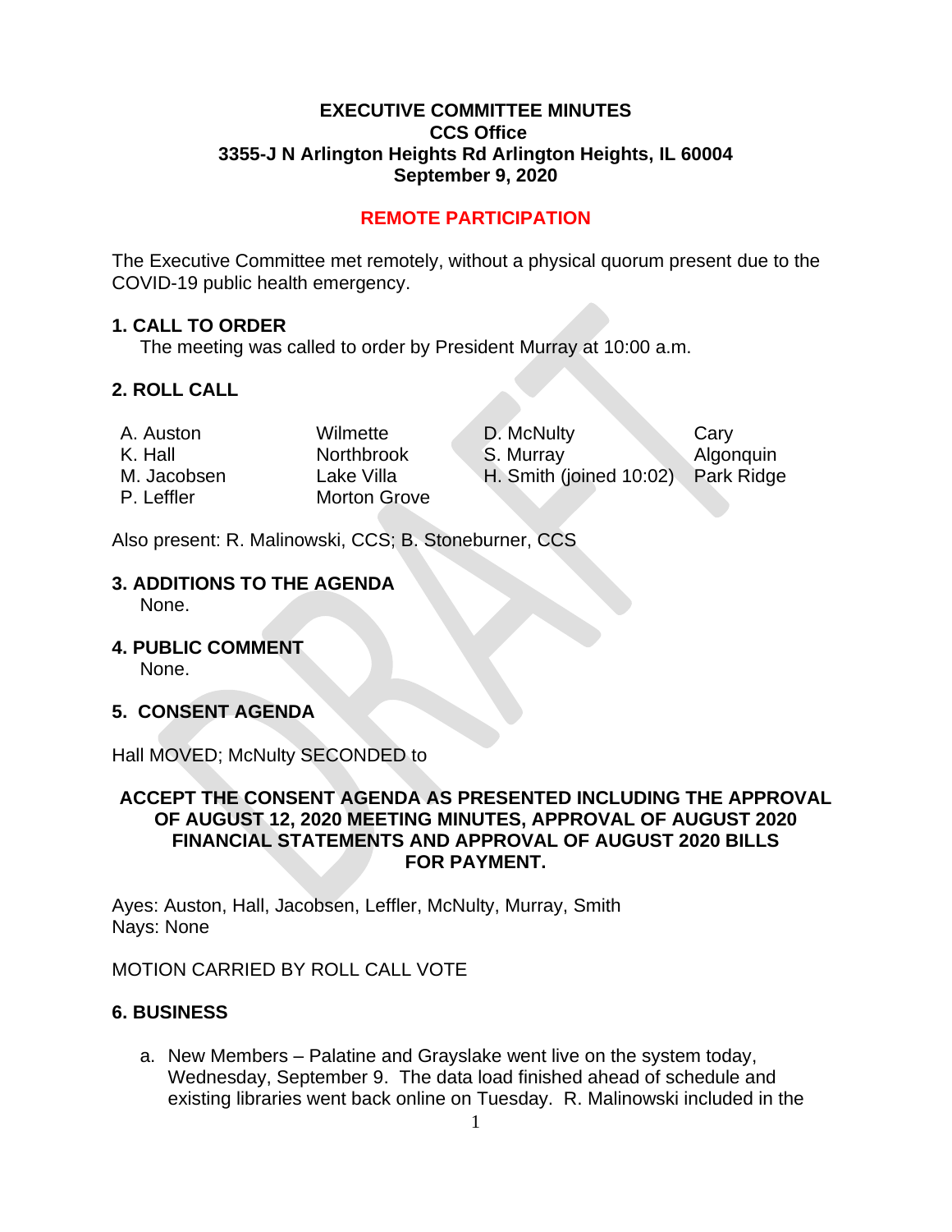# EXECUTIVE COMMITTEE MINUTES
## CCS Office
## 3355-J N Arlington Heights Rd Arlington Heights, IL 60004
## September 9, 2020

**REMOTE PARTICIPATION**

The Executive Committee met remotely, without a physical quorum present due to the COVID-19 public health emergency.

**1. CALL TO ORDER**

The meeting was called to order by President Murray at 10:00 a.m.

**2. ROLL CALL**

| | | | |
|---|---|---|---|
| A. Auston | Wilmette | D. McNulty | Cary |
| K. Hall | Northbrook | S. Murray | Algonquin |
| M. Jacobsen | Lake Villa | H. Smith (joined 10:02) | Park Ridge |
| P. Leffler | Morton Grove | | |

Also present: R. Malinowski, CCS; B. Stoneburner, CCS

**3. ADDITIONS TO THE AGENDA**

None.

**4. PUBLIC COMMENT**

None.

**5. CONSENT AGENDA**

Hall MOVED; McNulty SECONDED to

**ACCEPT THE CONSENT AGENDA AS PRESENTED INCLUDING THE APPROVAL OF AUGUST 12, 2020 MEETING MINUTES, APPROVAL OF AUGUST 2020 FINANCIAL STATEMENTS AND APPROVAL OF AUGUST 2020 BILLS FOR PAYMENT.**

Ayes: Auston, Hall, Jacobsen, Leffler, McNulty, Murray, Smith
Nays: None

MOTION CARRIED BY ROLL CALL VOTE

**6. BUSINESS**

a. New Members – Palatine and Grayslake went live on the system today, Wednesday, September 9. The data load finished ahead of schedule and existing libraries went back online on Tuesday. R. Malinowski included in the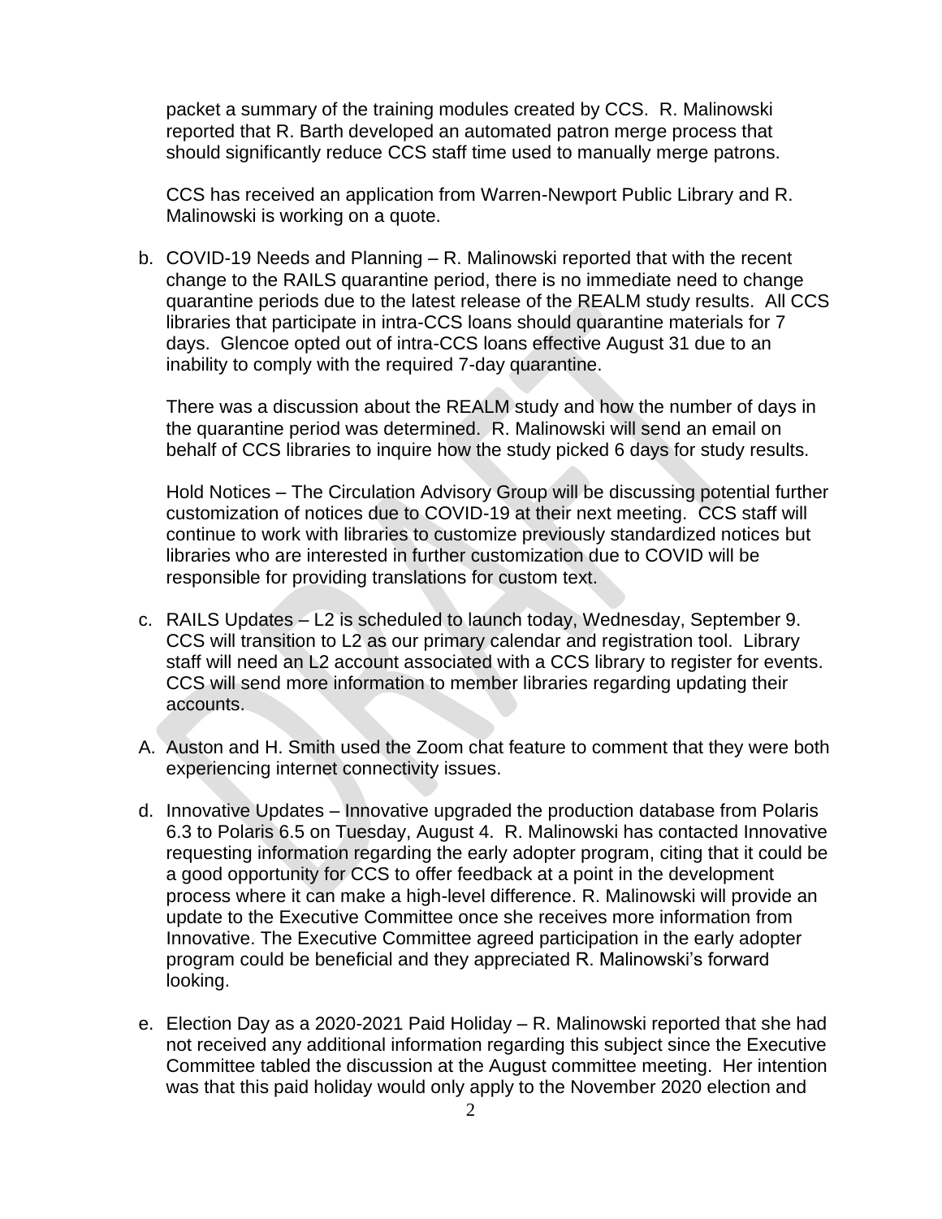packet a summary of the training modules created by CCS. R. Malinowski reported that R. Barth developed an automated patron merge process that should significantly reduce CCS staff time used to manually merge patrons.

CCS has received an application from Warren-Newport Public Library and R. Malinowski is working on a quote.

b. COVID-19 Needs and Planning – R. Malinowski reported that with the recent change to the RAILS quarantine period, there is no immediate need to change quarantine periods due to the latest release of the REALM study results. All CCS libraries that participate in intra-CCS loans should quarantine materials for 7 days. Glencoe opted out of intra-CCS loans effective August 31 due to an inability to comply with the required 7-day quarantine.

   There was a discussion about the REALM study and how the number of days in the quarantine period was determined. R. Malinowski will send an email on behalf of CCS libraries to inquire how the study picked 6 days for study results.

   Hold Notices – The Circulation Advisory Group will be discussing potential further customization of notices due to COVID-19 at their next meeting. CCS staff will continue to work with libraries to customize previously standardized notices but libraries who are interested in further customization due to COVID will be responsible for providing translations for custom text.

c. RAILS Updates – L2 is scheduled to launch today, Wednesday, September 9. CCS will transition to L2 as our primary calendar and registration tool. Library staff will need an L2 account associated with a CCS library to register for events. CCS will send more information to member libraries regarding updating their accounts.

A. Auston and H. Smith used the Zoom chat feature to comment that they were both experiencing internet connectivity issues.

d. Innovative Updates – Innovative upgraded the production database from Polaris 6.3 to Polaris 6.5 on Tuesday, August 4. R. Malinowski has contacted Innovative requesting information regarding the early adopter program, citing that it could be a good opportunity for CCS to offer feedback at a point in the development process where it can make a high-level difference. R. Malinowski will provide an update to the Executive Committee once she receives more information from Innovative. The Executive Committee agreed participation in the early adopter program could be beneficial and they appreciated R. Malinowski's forward looking.

e. Election Day as a 2020-2021 Paid Holiday – R. Malinowski reported that she had not received any additional information regarding this subject since the Executive Committee tabled the discussion at the August committee meeting. Her intention was that this paid holiday would only apply to the November 2020 election and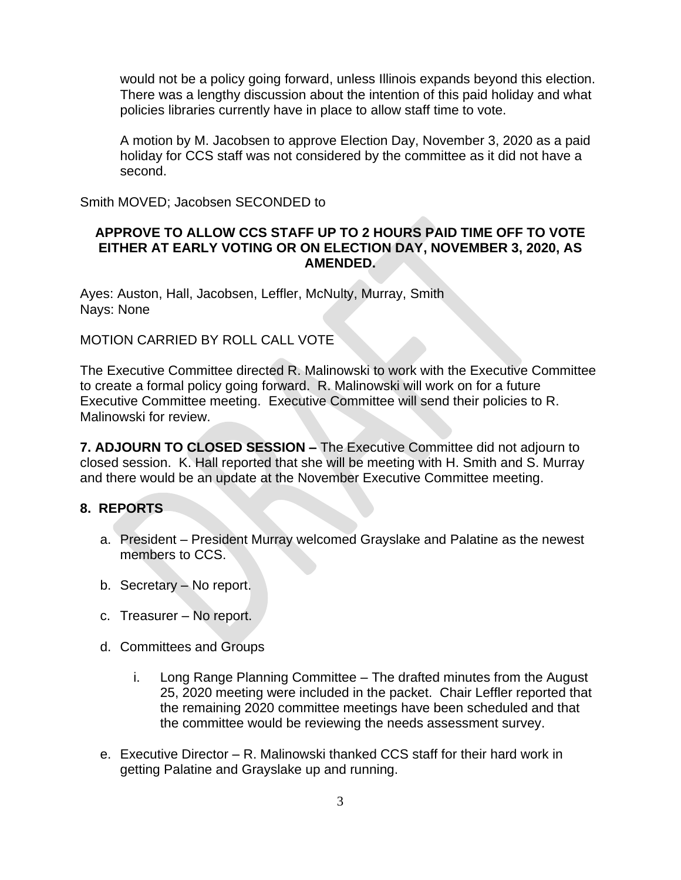would not be a policy going forward, unless Illinois expands beyond this election. There was a lengthy discussion about the intention of this paid holiday and what policies libraries currently have in place to allow staff time to vote.

A motion by M. Jacobsen to approve Election Day, November 3, 2020 as a paid holiday for CCS staff was not considered by the committee as it did not have a second.

Smith MOVED; Jacobsen SECONDED to

**APPROVE TO ALLOW CCS STAFF UP TO 2 HOURS PAID TIME OFF TO VOTE EITHER AT EARLY VOTING OR ON ELECTION DAY, NOVEMBER 3, 2020, AS AMENDED.**

Ayes: Auston, Hall, Jacobsen, Leffler, McNulty, Murray, Smith
Nays: None

MOTION CARRIED BY ROLL CALL VOTE

The Executive Committee directed R. Malinowski to work with the Executive Committee to create a formal policy going forward. R. Malinowski will work on for a future Executive Committee meeting. Executive Committee will send their policies to R. Malinowski for review.

**7. ADJOURN TO CLOSED SESSION –** The Executive Committee did not adjourn to closed session. K. Hall reported that she will be meeting with H. Smith and S. Murray and there would be an update at the November Executive Committee meeting.

**8. REPORTS**

a. President – President Murray welcomed Grayslake and Palatine as the newest members to CCS.

b. Secretary – No report.

c. Treasurer – No report.

d. Committees and Groups

   i. Long Range Planning Committee – The drafted minutes from the August 25, 2020 meeting were included in the packet. Chair Leffler reported that the remaining 2020 committee meetings have been scheduled and that the committee would be reviewing the needs assessment survey.

e. Executive Director – R. Malinowski thanked CCS staff for their hard work in getting Palatine and Grayslake up and running.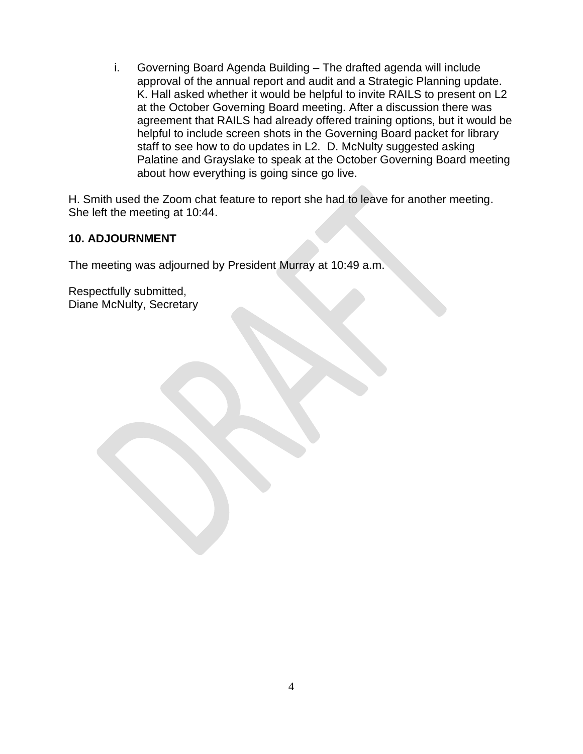i. Governing Board Agenda Building – The drafted agenda will include approval of the annual report and audit and a Strategic Planning update. K. Hall asked whether it would be helpful to invite RAILS to present on L2 at the October Governing Board meeting. After a discussion there was agreement that RAILS had already offered training options, but it would be helpful to include screen shots in the Governing Board packet for library staff to see how to do updates in L2. D. McNulty suggested asking Palatine and Grayslake to speak at the October Governing Board meeting about how everything is going since go live.

H. Smith used the Zoom chat feature to report she had to leave for another meeting. She left the meeting at 10:44.

**10. ADJOURNMENT**

The meeting was adjourned by President Murray at 10:49 a.m.

Respectfully submitted,
Diane McNulty, Secretary